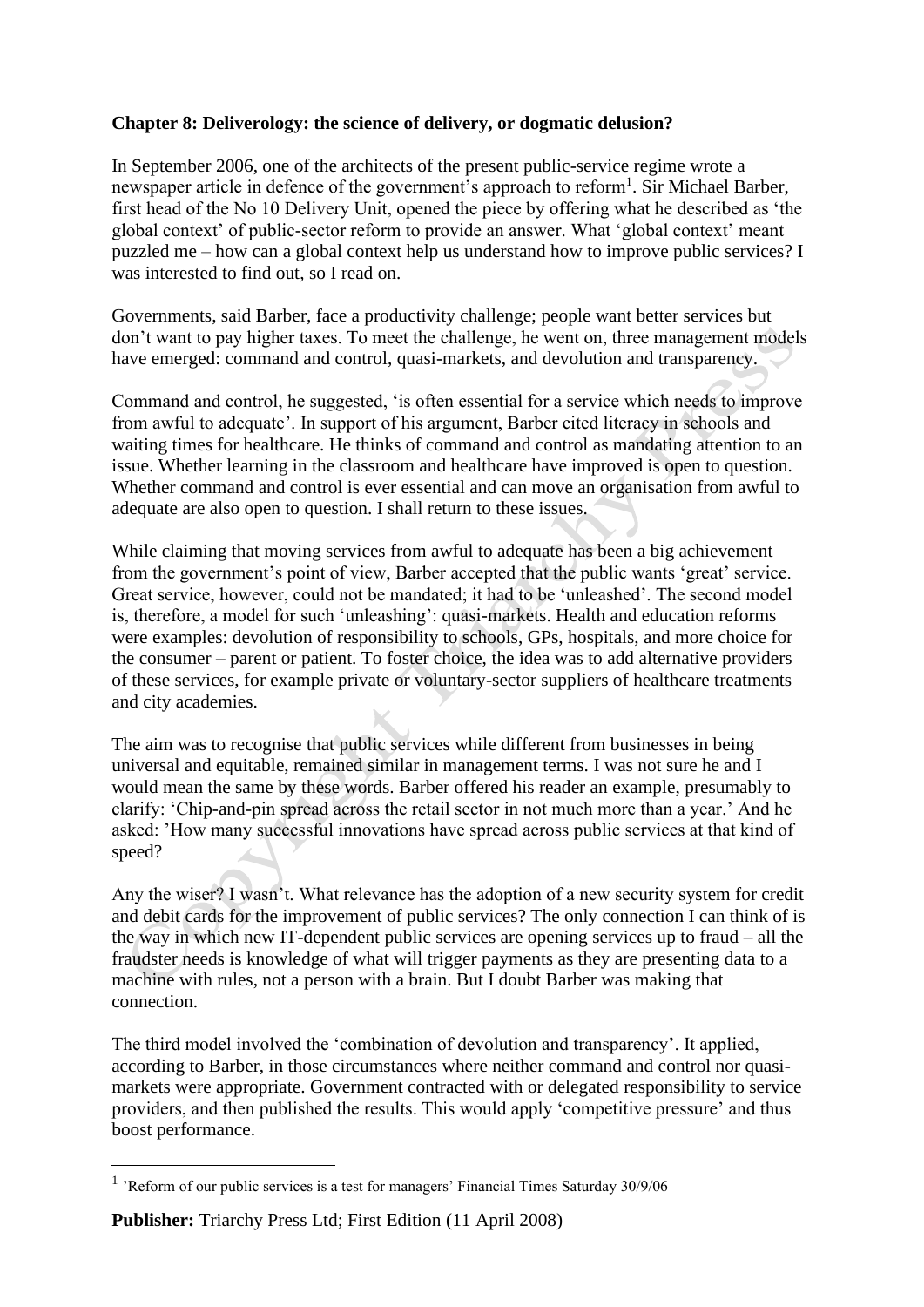**Chapter 8: Deliverology: the science of delivery, or dogmatic delusion?**

In September 2006, one of the architects of the present public-service regime wrote a newspaper article in defence of the government's approach to reform[1]. Sir Michael Barber, first head of the No 10 Delivery Unit, opened the piece by offering what he described as 'the global context' of public-sector reform to provide an answer. What 'global context' meant puzzled me – how can a global context help us understand how to improve public services? I was interested to find out, so I read on.

Governments, said Barber, face a productivity challenge; people want better services but don't want to pay higher taxes. To meet the challenge, he went on, three management models have emerged: command and control, quasi-markets, and devolution and transparency.

Command and control, he suggested, 'is often essential for a service which needs to improve from awful to adequate'. In support of his argument, Barber cited literacy in schools and waiting times for healthcare. He thinks of command and control as mandating attention to an issue. Whether learning in the classroom and healthcare have improved is open to question. Whether command and control is ever essential and can move an organisation from awful to adequate are also open to question. I shall return to these issues.

While claiming that moving services from awful to adequate has been a big achievement from the government's point of view, Barber accepted that the public wants 'great' service. Great service, however, could not be mandated; it had to be 'unleashed'. The second model is, therefore, a model for such 'unleashing': quasi-markets. Health and education reforms were examples: devolution of responsibility to schools, GPs, hospitals, and more choice for the consumer – parent or patient. To foster choice, the idea was to add alternative providers of these services, for example private or voluntary-sector suppliers of healthcare treatments and city academies.

The aim was to recognise that public services while different from businesses in being universal and equitable, remained similar in management terms. I was not sure he and I would mean the same by these words. Barber offered his reader an example, presumably to clarify: 'Chip-and-pin spread across the retail sector in not much more than a year.' And he asked: 'How many successful innovations have spread across public services at that kind of speed?

Any the wiser? I wasn't. What relevance has the adoption of a new security system for credit and debit cards for the improvement of public services? The only connection I can think of is the way in which new IT-dependent public services are opening services up to fraud – all the fraudster needs is knowledge of what will trigger payments as they are presenting data to a machine with rules, not a person with a brain. But I doubt Barber was making that connection.

The third model involved the 'combination of devolution and transparency'. It applied, according to Barber, in those circumstances where neither command and control nor quasi-markets were appropriate. Government contracted with or delegated responsibility to service providers, and then published the results. This would apply 'competitive pressure' and thus boost performance.

---

[1] 'Reform of our public services is a test for managers' Financial Times Saturday 30/9/06

**Publisher:** Triarchy Press Ltd; First Edition (11 April 2008)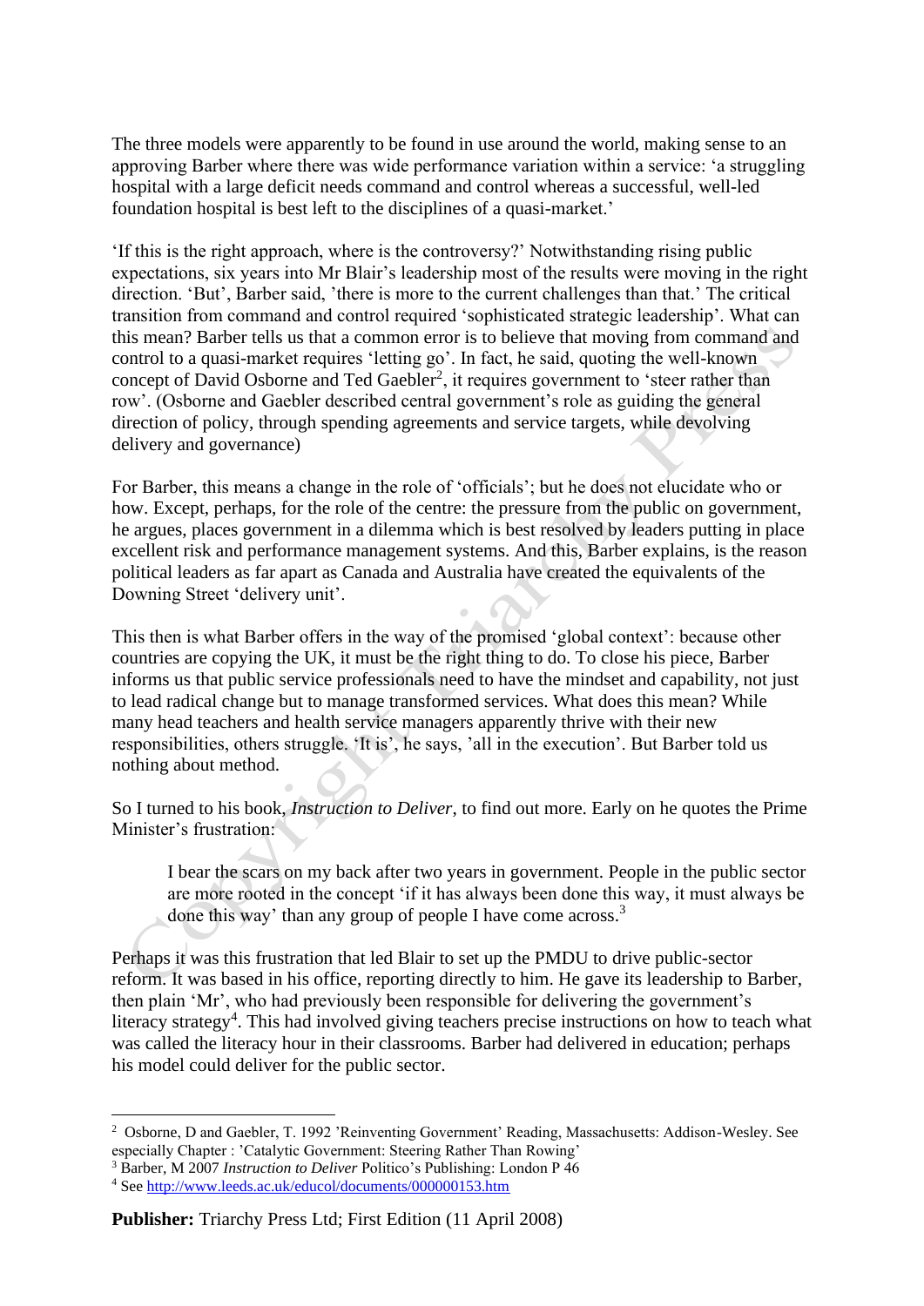The three models were apparently to be found in use around the world, making sense to an approving Barber where there was wide performance variation within a service: 'a struggling hospital with a large deficit needs command and control whereas a successful, well-led foundation hospital is best left to the disciplines of a quasi-market.'

'If this is the right approach, where is the controversy?' Notwithstanding rising public expectations, six years into Mr Blair's leadership most of the results were moving in the right direction. 'But', Barber said, 'there is more to the current challenges than that.' The critical transition from command and control required 'sophisticated strategic leadership'. What can this mean? Barber tells us that a common error is to believe that moving from command and control to a quasi-market requires 'letting go'. In fact, he said, quoting the well-known concept of David Osborne and Ted Gaebler[2], it requires government to 'steer rather than row'. (Osborne and Gaebler described central government's role as guiding the general direction of policy, through spending agreements and service targets, while devolving delivery and governance)

For Barber, this means a change in the role of 'officials'; but he does not elucidate who or how. Except, perhaps, for the role of the centre: the pressure from the public on government, he argues, places government in a dilemma which is best resolved by leaders putting in place excellent risk and performance management systems. And this, Barber explains, is the reason political leaders as far apart as Canada and Australia have created the equivalents of the Downing Street 'delivery unit'.

This then is what Barber offers in the way of the promised 'global context': because other countries are copying the UK, it must be the right thing to do. To close his piece, Barber informs us that public service professionals need to have the mindset and capability, not just to lead radical change but to manage transformed services. What does this mean? While many head teachers and health service managers apparently thrive with their new responsibilities, others struggle. 'It is', he says, 'all in the execution'. But Barber told us nothing about method.

So I turned to his book, *Instruction to Deliver*, to find out more. Early on he quotes the Prime Minister's frustration:

> I bear the scars on my back after two years in government. People in the public sector are more rooted in the concept 'if it has always been done this way, it must always be done this way' than any group of people I have come across.[3]

Perhaps it was this frustration that led Blair to set up the PMDU to drive public-sector reform. It was based in his office, reporting directly to him. He gave its leadership to Barber, then plain 'Mr', who had previously been responsible for delivering the government's literacy strategy[4]. This had involved giving teachers precise instructions on how to teach what was called the literacy hour in their classrooms. Barber had delivered in education; perhaps his model could deliver for the public sector.

---

[2] Osborne, D and Gaebler, T. 1992 'Reinventing Government' Reading, Massachusetts: Addison-Wesley. See especially Chapter : 'Catalytic Government: Steering Rather Than Rowing'

[3] Barber, M 2007 *Instruction to Deliver* Politico's Publishing: London P 46

[4] See http://www.leeds.ac.uk/educol/documents/000000153.htm

**Publisher:** Triarchy Press Ltd; First Edition (11 April 2008)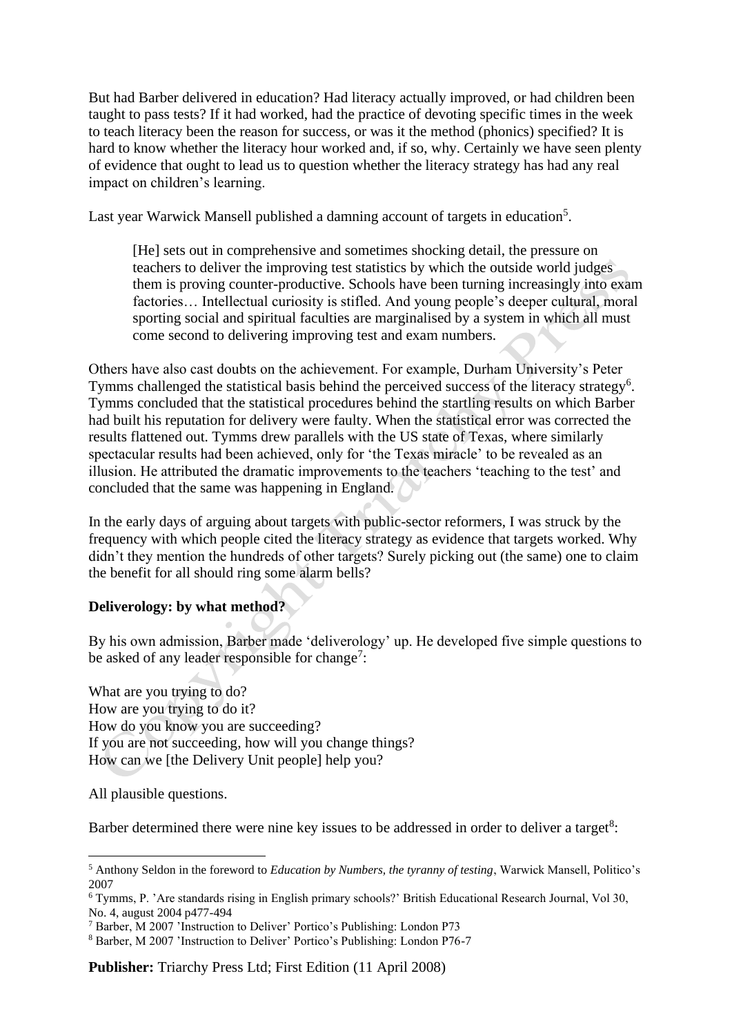But had Barber delivered in education? Had literacy actually improved, or had children been taught to pass tests? If it had worked, had the practice of devoting specific times in the week to teach literacy been the reason for success, or was it the method (phonics) specified? It is hard to know whether the literacy hour worked and, if so, why. Certainly we have seen plenty of evidence that ought to lead us to question whether the literacy strategy has had any real impact on children's learning.

Last year Warwick Mansell published a damning account of targets in education[5].

> [He] sets out in comprehensive and sometimes shocking detail, the pressure on teachers to deliver the improving test statistics by which the outside world judges them is proving counter-productive. Schools have been turning increasingly into exam factories… Intellectual curiosity is stifled. And young people's deeper cultural, moral sporting social and spiritual faculties are marginalised by a system in which all must come second to delivering improving test and exam numbers.

Others have also cast doubts on the achievement. For example, Durham University's Peter Tymms challenged the statistical basis behind the perceived success of the literacy strategy[6]. Tymms concluded that the statistical procedures behind the startling results on which Barber had built his reputation for delivery were faulty. When the statistical error was corrected the results flattened out. Tymms drew parallels with the US state of Texas, where similarly spectacular results had been achieved, only for 'the Texas miracle' to be revealed as an illusion. He attributed the dramatic improvements to the teachers 'teaching to the test' and concluded that the same was happening in England.

In the early days of arguing about targets with public-sector reformers, I was struck by the frequency with which people cited the literacy strategy as evidence that targets worked. Why didn't they mention the hundreds of other targets? Surely picking out (the same) one to claim the benefit for all should ring some alarm bells?

**Deliverology: by what method?**

By his own admission, Barber made 'deliverology' up. He developed five simple questions to be asked of any leader responsible for change[7]:

What are you trying to do?
How are you trying to do it?
How do you know you are succeeding?
If you are not succeeding, how will you change things?
How can we [the Delivery Unit people] help you?

All plausible questions.

Barber determined there were nine key issues to be addressed in order to deliver a target[8]:

---

[5] Anthony Seldon in the foreword to *Education by Numbers, the tyranny of testing*, Warwick Mansell, Politico's 2007

[6] Tymms, P. 'Are standards rising in English primary schools?' British Educational Research Journal, Vol 30, No. 4, august 2004 p477-494

[7] Barber, M 2007 'Instruction to Deliver' Portico's Publishing: London P73

[8] Barber, M 2007 'Instruction to Deliver' Portico's Publishing: London P76-7

**Publisher:** Triarchy Press Ltd; First Edition (11 April 2008)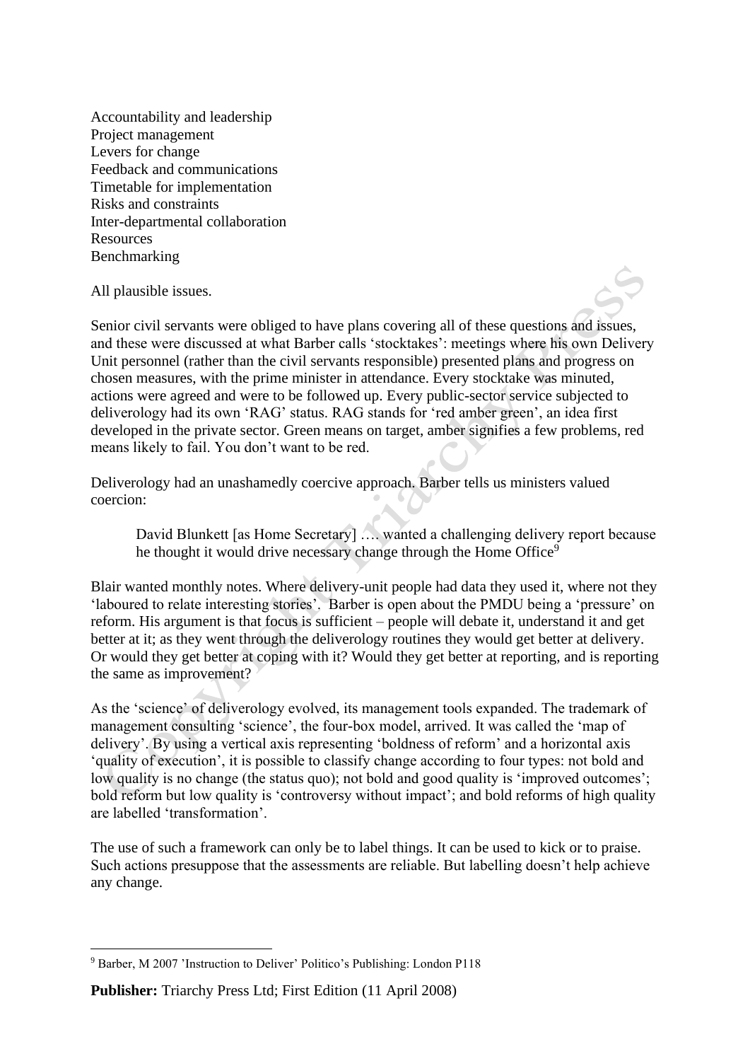Accountability and leadership
Project management
Levers for change
Feedback and communications
Timetable for implementation
Risks and constraints
Inter-departmental collaboration
Resources
Benchmarking

All plausible issues.

Senior civil servants were obliged to have plans covering all of these questions and issues, and these were discussed at what Barber calls 'stocktakes': meetings where his own Delivery Unit personnel (rather than the civil servants responsible) presented plans and progress on chosen measures, with the prime minister in attendance. Every stocktake was minuted, actions were agreed and were to be followed up. Every public-sector service subjected to deliverology had its own 'RAG' status. RAG stands for 'red amber green', an idea first developed in the private sector. Green means on target, amber signifies a few problems, red means likely to fail. You don't want to be red.

Deliverology had an unashamedly coercive approach. Barber tells us ministers valued coercion:

> David Blunkett [as Home Secretary] …. wanted a challenging delivery report because he thought it would drive necessary change through the Home Office[9]

Blair wanted monthly notes. Where delivery-unit people had data they used it, where not they 'laboured to relate interesting stories'. Barber is open about the PMDU being a 'pressure' on reform. His argument is that focus is sufficient – people will debate it, understand it and get better at it; as they went through the deliverology routines they would get better at delivery. Or would they get better at coping with it? Would they get better at reporting, and is reporting the same as improvement?

As the 'science' of deliverology evolved, its management tools expanded. The trademark of management consulting 'science', the four-box model, arrived. It was called the 'map of delivery'. By using a vertical axis representing 'boldness of reform' and a horizontal axis 'quality of execution', it is possible to classify change according to four types: not bold and low quality is no change (the status quo); not bold and good quality is 'improved outcomes'; bold reform but low quality is 'controversy without impact'; and bold reforms of high quality are labelled 'transformation'.

The use of such a framework can only be to label things. It can be used to kick or to praise. Such actions presuppose that the assessments are reliable. But labelling doesn't help achieve any change.

---

[9] Barber, M 2007 'Instruction to Deliver' Politico's Publishing: London P118

**Publisher:** Triarchy Press Ltd; First Edition (11 April 2008)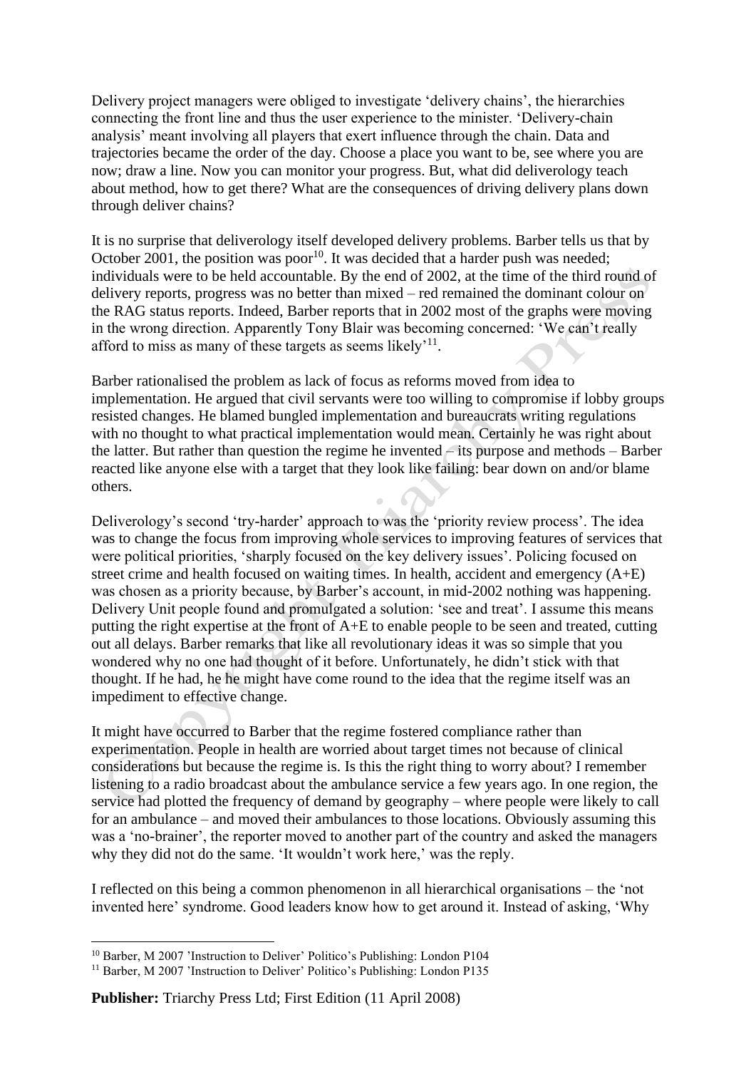Delivery project managers were obliged to investigate 'delivery chains', the hierarchies connecting the front line and thus the user experience to the minister. 'Delivery-chain analysis' meant involving all players that exert influence through the chain. Data and trajectories became the order of the day. Choose a place you want to be, see where you are now; draw a line. Now you can monitor your progress. But, what did deliverology teach about method, how to get there? What are the consequences of driving delivery plans down through deliver chains?

It is no surprise that deliverology itself developed delivery problems. Barber tells us that by October 2001, the position was poor[10]. It was decided that a harder push was needed; individuals were to be held accountable. By the end of 2002, at the time of the third round of delivery reports, progress was no better than mixed – red remained the dominant colour on the RAG status reports. Indeed, Barber reports that in 2002 most of the graphs were moving in the wrong direction. Apparently Tony Blair was becoming concerned: 'We can't really afford to miss as many of these targets as seems likely'[11].

Barber rationalised the problem as lack of focus as reforms moved from idea to implementation. He argued that civil servants were too willing to compromise if lobby groups resisted changes. He blamed bungled implementation and bureaucrats writing regulations with no thought to what practical implementation would mean. Certainly he was right about the latter. But rather than question the regime he invented – its purpose and methods – Barber reacted like anyone else with a target that they look like failing: bear down on and/or blame others.

Deliverology's second 'try-harder' approach to was the 'priority review process'. The idea was to change the focus from improving whole services to improving features of services that were political priorities, 'sharply focused on the key delivery issues'. Policing focused on street crime and health focused on waiting times. In health, accident and emergency (A+E) was chosen as a priority because, by Barber's account, in mid-2002 nothing was happening. Delivery Unit people found and promulgated a solution: 'see and treat'. I assume this means putting the right expertise at the front of A+E to enable people to be seen and treated, cutting out all delays. Barber remarks that like all revolutionary ideas it was so simple that you wondered why no one had thought of it before. Unfortunately, he didn't stick with that thought. If he had, he he might have come round to the idea that the regime itself was an impediment to effective change.

It might have occurred to Barber that the regime fostered compliance rather than experimentation. People in health are worried about target times not because of clinical considerations but because the regime is. Is this the right thing to worry about? I remember listening to a radio broadcast about the ambulance service a few years ago. In one region, the service had plotted the frequency of demand by geography – where people were likely to call for an ambulance – and moved their ambulances to those locations. Obviously assuming this was a 'no-brainer', the reporter moved to another part of the country and asked the managers why they did not do the same. 'It wouldn't work here,' was the reply.

I reflected on this being a common phenomenon in all hierarchical organisations – the 'not invented here' syndrome. Good leaders know how to get around it. Instead of asking, 'Why

---

[10] Barber, M 2007 'Instruction to Deliver' Politico's Publishing: London P104

[11] Barber, M 2007 'Instruction to Deliver' Politico's Publishing: London P135

**Publisher:** Triarchy Press Ltd; First Edition (11 April 2008)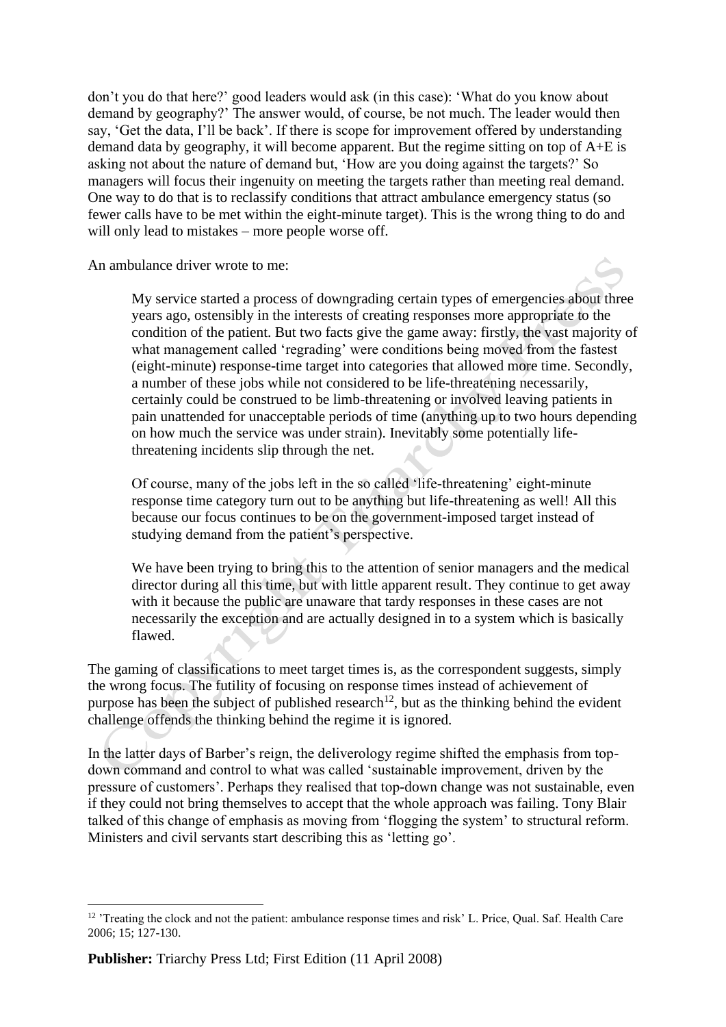don't you do that here?' good leaders would ask (in this case): 'What do you know about demand by geography?' The answer would, of course, be not much. The leader would then say, 'Get the data, I'll be back'. If there is scope for improvement offered by understanding demand data by geography, it will become apparent. But the regime sitting on top of A+E is asking not about the nature of demand but, 'How are you doing against the targets?' So managers will focus their ingenuity on meeting the targets rather than meeting real demand. One way to do that is to reclassify conditions that attract ambulance emergency status (so fewer calls have to be met within the eight-minute target). This is the wrong thing to do and will only lead to mistakes – more people worse off.

An ambulance driver wrote to me:

> My service started a process of downgrading certain types of emergencies about three years ago, ostensibly in the interests of creating responses more appropriate to the condition of the patient. But two facts give the game away: firstly, the vast majority of what management called 'regrading' were conditions being moved from the fastest (eight-minute) response-time target into categories that allowed more time. Secondly, a number of these jobs while not considered to be life-threatening necessarily, certainly could be construed to be limb-threatening or involved leaving patients in pain unattended for unacceptable periods of time (anything up to two hours depending on how much the service was under strain). Inevitably some potentially life-threatening incidents slip through the net.
>
> Of course, many of the jobs left in the so called 'life-threatening' eight-minute response time category turn out to be anything but life-threatening as well! All this because our focus continues to be on the government-imposed target instead of studying demand from the patient's perspective.
>
> We have been trying to bring this to the attention of senior managers and the medical director during all this time, but with little apparent result. They continue to get away with it because the public are unaware that tardy responses in these cases are not necessarily the exception and are actually designed in to a system which is basically flawed.

The gaming of classifications to meet target times is, as the correspondent suggests, simply the wrong focus. The futility of focusing on response times instead of achievement of purpose has been the subject of published research[12], but as the thinking behind the evident challenge offends the thinking behind the regime it is ignored.

In the latter days of Barber's reign, the deliverology regime shifted the emphasis from top-down command and control to what was called 'sustainable improvement, driven by the pressure of customers'. Perhaps they realised that top-down change was not sustainable, even if they could not bring themselves to accept that the whole approach was failing. Tony Blair talked of this change of emphasis as moving from 'flogging the system' to structural reform. Ministers and civil servants start describing this as 'letting go'.

---

[12] 'Treating the clock and not the patient: ambulance response times and risk' L. Price, Qual. Saf. Health Care 2006; 15; 127-130.

**Publisher:** Triarchy Press Ltd; First Edition (11 April 2008)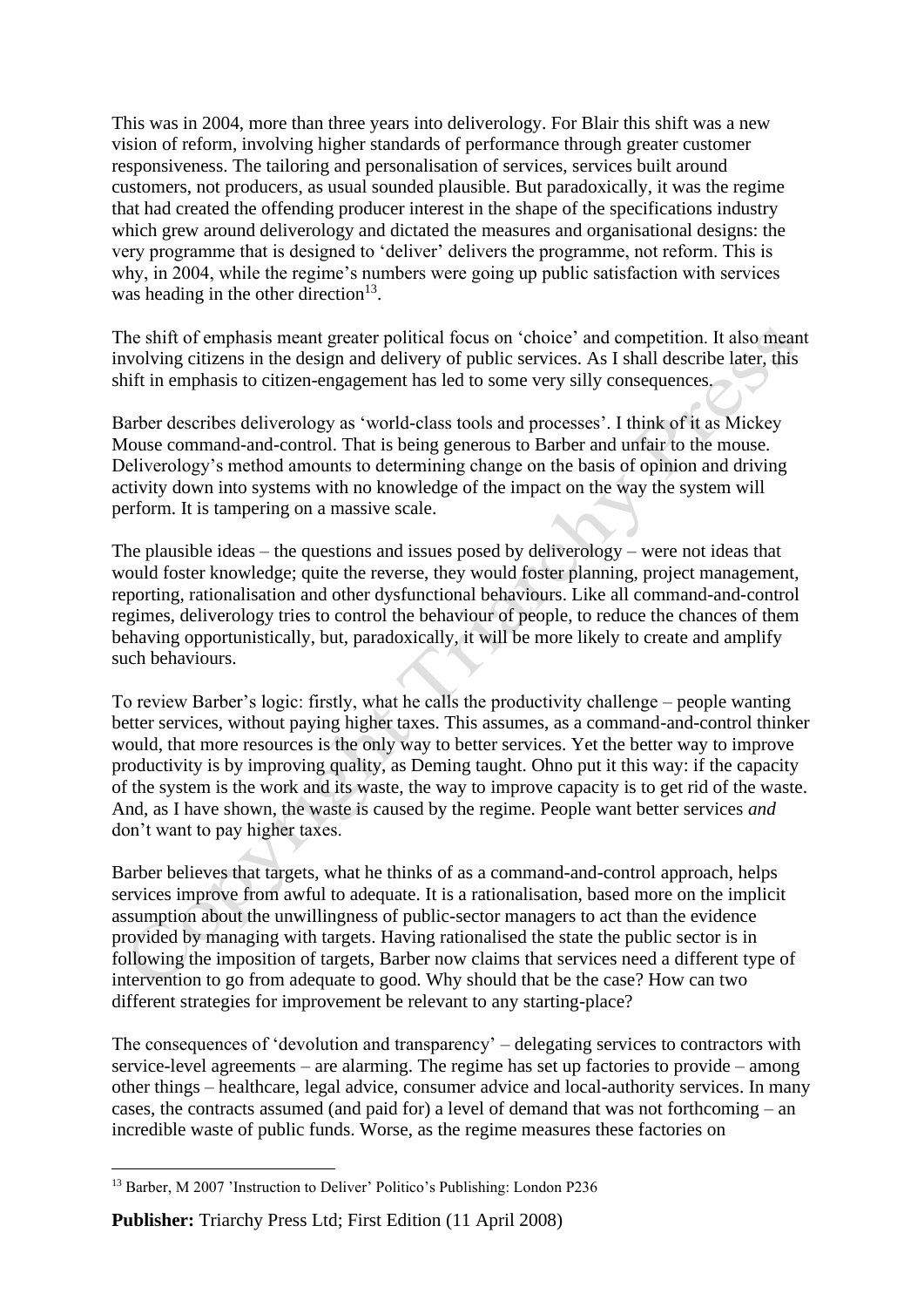This was in 2004, more than three years into deliverology. For Blair this shift was a new vision of reform, involving higher standards of performance through greater customer responsiveness. The tailoring and personalisation of services, services built around customers, not producers, as usual sounded plausible. But paradoxically, it was the regime that had created the offending producer interest in the shape of the specifications industry which grew around deliverology and dictated the measures and organisational designs: the very programme that is designed to 'deliver' delivers the programme, not reform. This is why, in 2004, while the regime's numbers were going up public satisfaction with services was heading in the other direction[13].

The shift of emphasis meant greater political focus on 'choice' and competition. It also meant involving citizens in the design and delivery of public services. As I shall describe later, this shift in emphasis to citizen-engagement has led to some very silly consequences.

Barber describes deliverology as 'world-class tools and processes'. I think of it as Mickey Mouse command-and-control. That is being generous to Barber and unfair to the mouse. Deliverology's method amounts to determining change on the basis of opinion and driving activity down into systems with no knowledge of the impact on the way the system will perform. It is tampering on a massive scale.

The plausible ideas – the questions and issues posed by deliverology – were not ideas that would foster knowledge; quite the reverse, they would foster planning, project management, reporting, rationalisation and other dysfunctional behaviours. Like all command-and-control regimes, deliverology tries to control the behaviour of people, to reduce the chances of them behaving opportunistically, but, paradoxically, it will be more likely to create and amplify such behaviours.

To review Barber's logic: firstly, what he calls the productivity challenge – people wanting better services, without paying higher taxes. This assumes, as a command-and-control thinker would, that more resources is the only way to better services. Yet the better way to improve productivity is by improving quality, as Deming taught. Ohno put it this way: if the capacity of the system is the work and its waste, the way to improve capacity is to get rid of the waste. And, as I have shown, the waste is caused by the regime. People want better services *and* don't want to pay higher taxes.

Barber believes that targets, what he thinks of as a command-and-control approach, helps services improve from awful to adequate. It is a rationalisation, based more on the implicit assumption about the unwillingness of public-sector managers to act than the evidence provided by managing with targets. Having rationalised the state the public sector is in following the imposition of targets, Barber now claims that services need a different type of intervention to go from adequate to good. Why should that be the case? How can two different strategies for improvement be relevant to any starting-place?

The consequences of 'devolution and transparency' – delegating services to contractors with service-level agreements – are alarming. The regime has set up factories to provide – among other things – healthcare, legal advice, consumer advice and local-authority services. In many cases, the contracts assumed (and paid for) a level of demand that was not forthcoming – an incredible waste of public funds. Worse, as the regime measures these factories on

[13] Barber, M 2007 'Instruction to Deliver' Politico's Publishing: London P236

**Publisher:** Triarchy Press Ltd; First Edition (11 April 2008)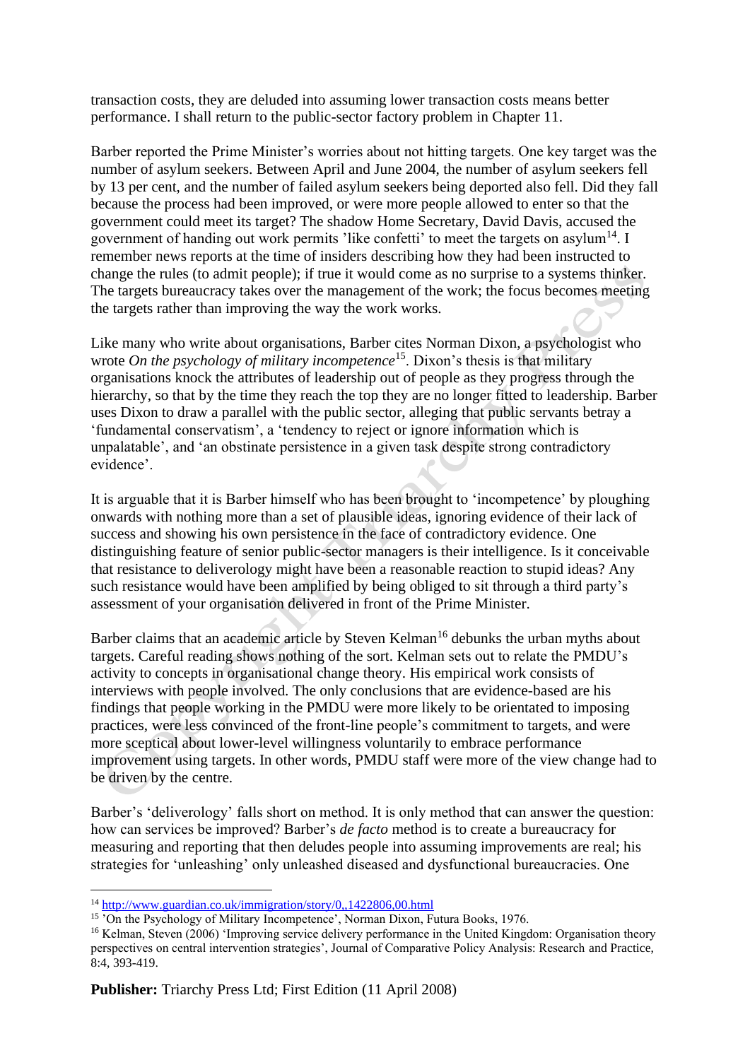transaction costs, they are deluded into assuming lower transaction costs means better performance. I shall return to the public-sector factory problem in Chapter 11.

Barber reported the Prime Minister's worries about not hitting targets. One key target was the number of asylum seekers. Between April and June 2004, the number of asylum seekers fell by 13 per cent, and the number of failed asylum seekers being deported also fell. Did they fall because the process had been improved, or were more people allowed to enter so that the government could meet its target? The shadow Home Secretary, David Davis, accused the government of handing out work permits 'like confetti' to meet the targets on asylum[14]. I remember news reports at the time of insiders describing how they had been instructed to change the rules (to admit people); if true it would come as no surprise to a systems thinker. The targets bureaucracy takes over the management of the work; the focus becomes meeting the targets rather than improving the way the work works.

Like many who write about organisations, Barber cites Norman Dixon, a psychologist who wrote *On the psychology of military incompetence*[15]. Dixon's thesis is that military organisations knock the attributes of leadership out of people as they progress through the hierarchy, so that by the time they reach the top they are no longer fitted to leadership. Barber uses Dixon to draw a parallel with the public sector, alleging that public servants betray a 'fundamental conservatism', a 'tendency to reject or ignore information which is unpalatable', and 'an obstinate persistence in a given task despite strong contradictory evidence'.

It is arguable that it is Barber himself who has been brought to 'incompetence' by ploughing onwards with nothing more than a set of plausible ideas, ignoring evidence of their lack of success and showing his own persistence in the face of contradictory evidence. One distinguishing feature of senior public-sector managers is their intelligence. Is it conceivable that resistance to deliverology might have been a reasonable reaction to stupid ideas? Any such resistance would have been amplified by being obliged to sit through a third party's assessment of your organisation delivered in front of the Prime Minister.

Barber claims that an academic article by Steven Kelman[16] debunks the urban myths about targets. Careful reading shows nothing of the sort. Kelman sets out to relate the PMDU's activity to concepts in organisational change theory. His empirical work consists of interviews with people involved. The only conclusions that are evidence-based are his findings that people working in the PMDU were more likely to be orientated to imposing practices, were less convinced of the front-line people's commitment to targets, and were more sceptical about lower-level willingness voluntarily to embrace performance improvement using targets. In other words, PMDU staff were more of the view change had to be driven by the centre.

Barber's 'deliverology' falls short on method. It is only method that can answer the question: how can services be improved? Barber's *de facto* method is to create a bureaucracy for measuring and reporting that then deludes people into assuming improvements are real; his strategies for 'unleashing' only unleashed diseased and dysfunctional bureaucracies. One

---

[14] http://www.guardian.co.uk/immigration/story/0,,1422806,00.html

[15] 'On the Psychology of Military Incompetence', Norman Dixon, Futura Books, 1976.

[16] Kelman, Steven (2006) 'Improving service delivery performance in the United Kingdom: Organisation theory perspectives on central intervention strategies', Journal of Comparative Policy Analysis: Research and Practice, 8:4, 393-419.

**Publisher:** Triarchy Press Ltd; First Edition (11 April 2008)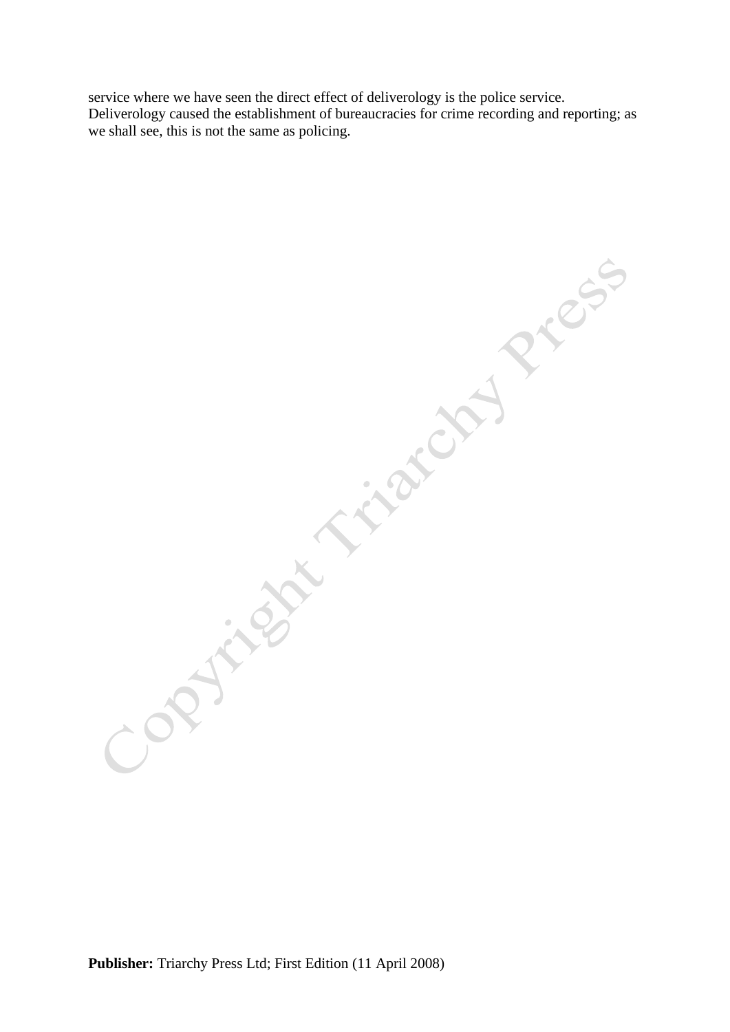service where we have seen the direct effect of deliverology is the police service. Deliverology caused the establishment of bureaucracies for crime recording and reporting; as we shall see, this is not the same as policing.

**Publisher:** Triarchy Press Ltd; First Edition (11 April 2008)